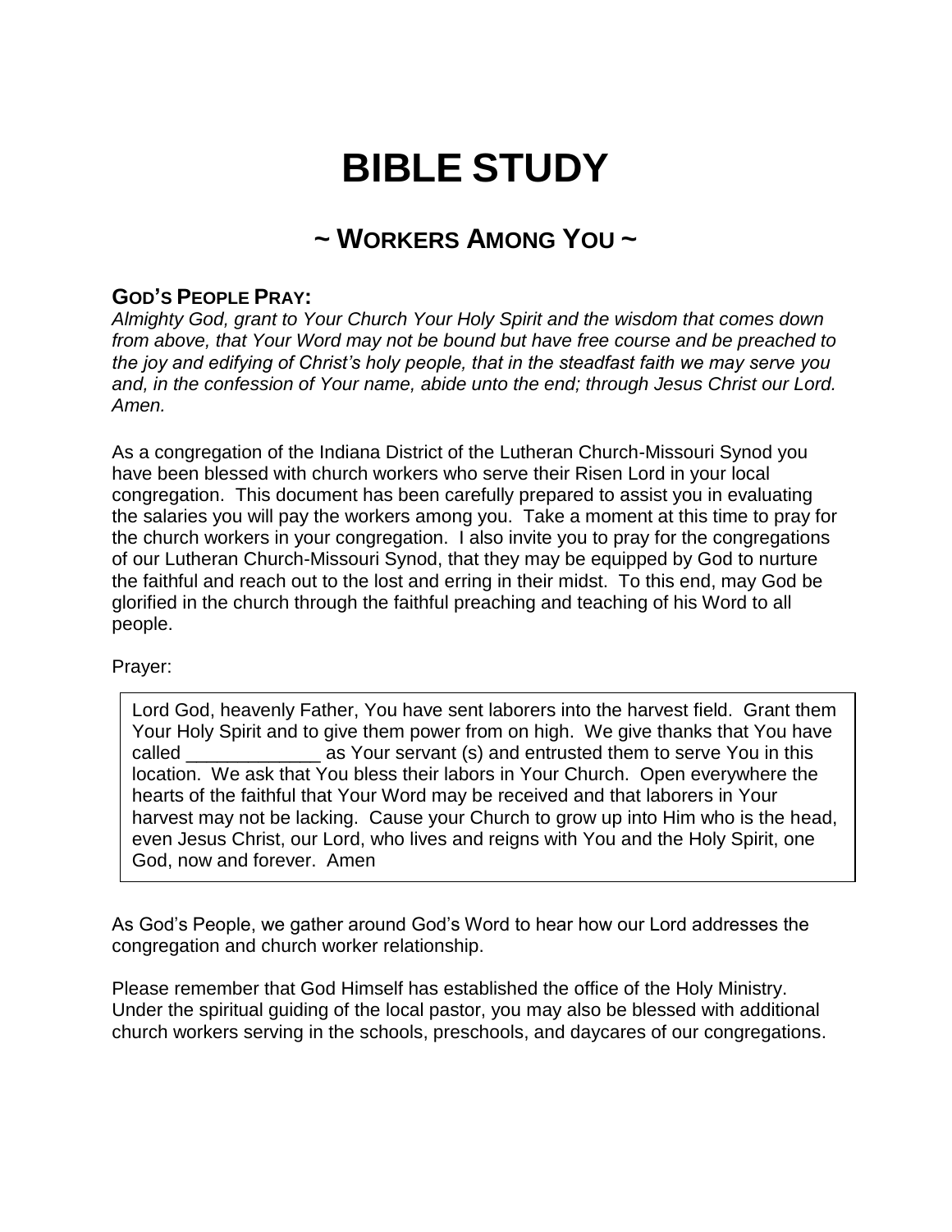# BIBLE STUDY

## ~ WORKERS AMONG YOU ~

### GOD'S PEOPLE PRAY:

*Almighty God, grant to Your Church Your Holy Spirit and the wisdom that comes down from above, that Your Word may not be bound but have free course and be preached to the joy and edifying of Christ's holy people, that in the steadfast faith we may serve you and, in the confession of Your name, abide unto the end; through Jesus Christ our Lord. Amen.*

As a congregation of the Indiana District of the Lutheran Church-Missouri Synod you have been blessed with church workers who serve their Risen Lord in your local congregation. This document has been carefully prepared to assist you in evaluating the salaries you will pay the workers among you. Take a moment at this time to pray for the church workers in your congregation. I also invite you to pray for the congregations of our Lutheran Church-Missouri Synod, that they may be equipped by God to nurture the faithful and reach out to the lost and erring in their midst. To this end, may God be glorified in the church through the faithful preaching and teaching of his Word to all people.

Prayer:

> Lord God, heavenly Father, You have sent laborers into the harvest field. Grant them Your Holy Spirit and to give them power from on high. We give thanks that You have called _____________ as Your servant (s) and entrusted them to serve You in this location. We ask that You bless their labors in Your Church. Open everywhere the hearts of the faithful that Your Word may be received and that laborers in Your harvest may not be lacking. Cause your Church to grow up into Him who is the head, even Jesus Christ, our Lord, who lives and reigns with You and the Holy Spirit, one God, now and forever. Amen

As God's People, we gather around God's Word to hear how our Lord addresses the congregation and church worker relationship.

Please remember that God Himself has established the office of the Holy Ministry. Under the spiritual guiding of the local pastor, you may also be blessed with additional church workers serving in the schools, preschools, and daycares of our congregations.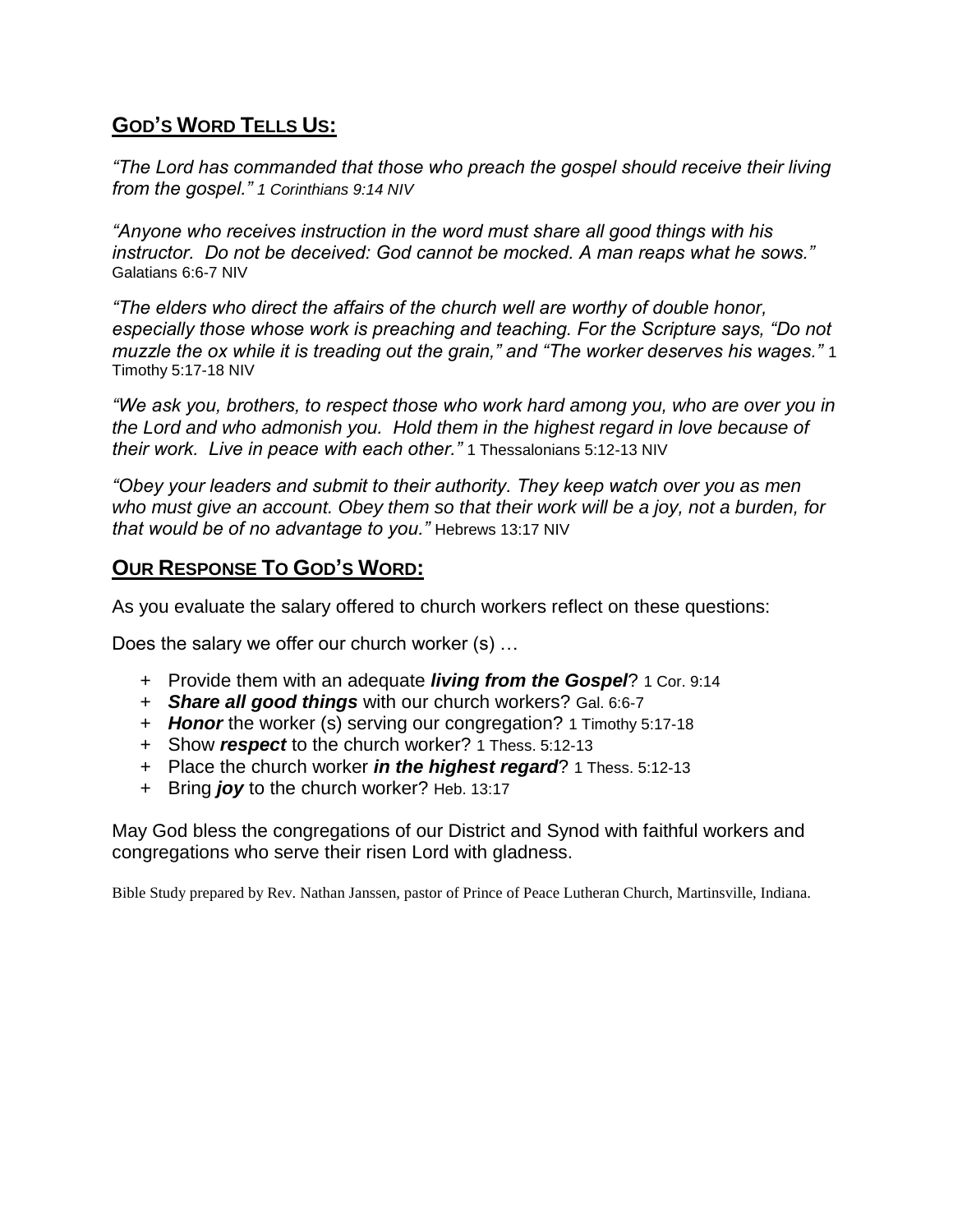## GOD'S WORD TELLS US:

*"The Lord has commanded that those who preach the gospel should receive their living from the gospel." 1 Corinthians 9:14 NIV*

*"Anyone who receives instruction in the word must share all good things with his instructor. Do not be deceived: God cannot be mocked. A man reaps what he sows."* Galatians 6:6-7 NIV

*"The elders who direct the affairs of the church well are worthy of double honor, especially those whose work is preaching and teaching. For the Scripture says, "Do not muzzle the ox while it is treading out the grain," and "The worker deserves his wages."* 1 Timothy 5:17-18 NIV

*"We ask you, brothers, to respect those who work hard among you, who are over you in the Lord and who admonish you. Hold them in the highest regard in love because of their work. Live in peace with each other."* 1 Thessalonians 5:12-13 NIV

*"Obey your leaders and submit to their authority. They keep watch over you as men who must give an account. Obey them so that their work will be a joy, not a burden, for that would be of no advantage to you."* Hebrews 13:17 NIV

## OUR RESPONSE TO GOD'S WORD:

As you evaluate the salary offered to church workers reflect on these questions:

Does the salary we offer our church worker (s) …

+ Provide them with an adequate ***living from the Gospel***? 1 Cor. 9:14
+ ***Share all good things*** with our church workers? Gal. 6:6-7
+ ***Honor*** the worker (s) serving our congregation? 1 Timothy 5:17-18
+ Show ***respect*** to the church worker? 1 Thess. 5:12-13
+ Place the church worker ***in the highest regard***? 1 Thess. 5:12-13
+ Bring ***joy*** to the church worker? Heb. 13:17

May God bless the congregations of our District and Synod with faithful workers and congregations who serve their risen Lord with gladness.

Bible Study prepared by Rev. Nathan Janssen, pastor of Prince of Peace Lutheran Church, Martinsville, Indiana.